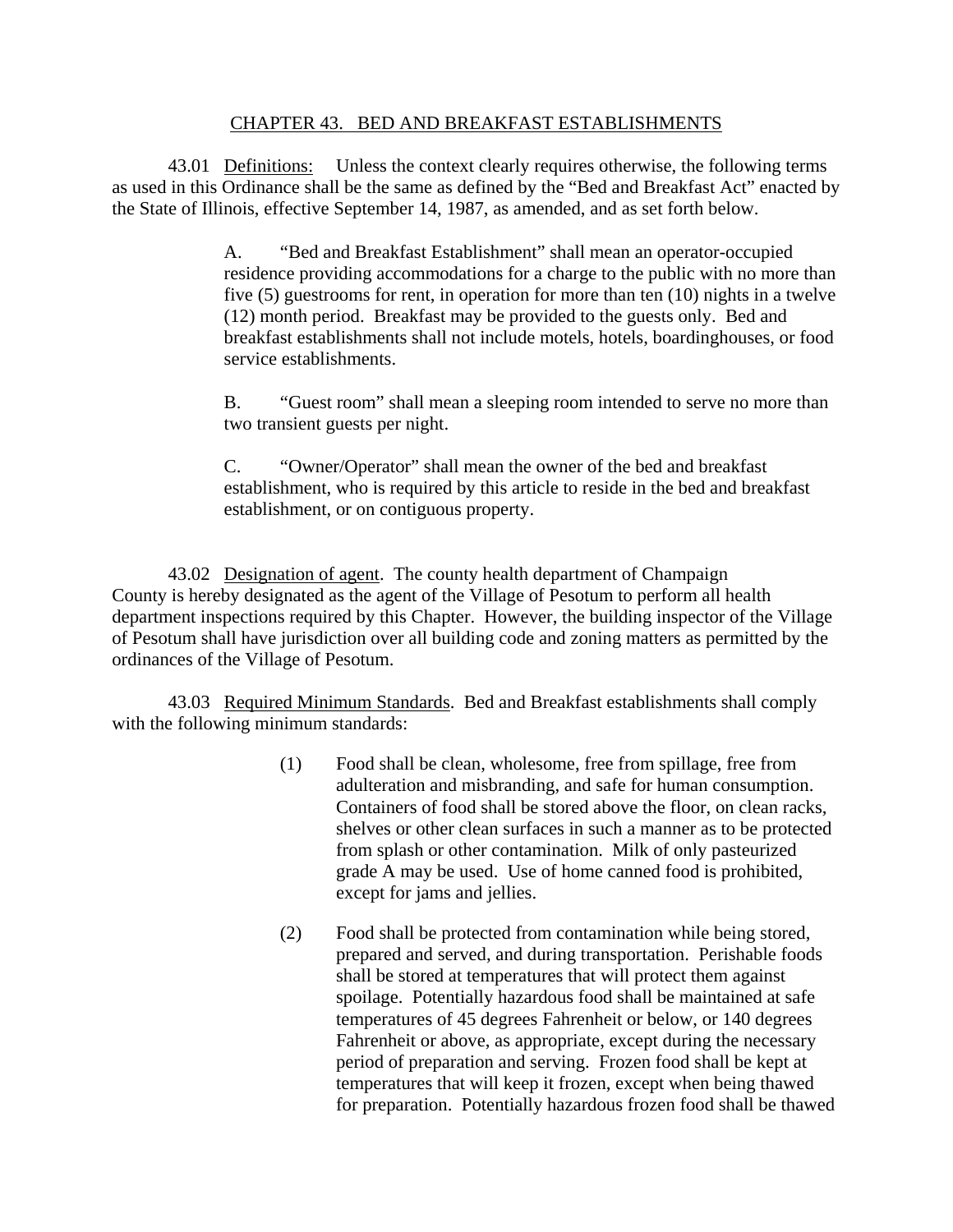# CHAPTER 43. BED AND BREAKFAST ESTABLISHMENTS

43.01 Definitions: Unless the context clearly requires otherwise, the following terms as used in this Ordinance shall be the same as defined by the "Bed and Breakfast Act" enacted by the State of Illinois, effective September 14, 1987, as amended, and as set forth below.

A. "Bed and Breakfast Establishment" shall mean an operator-occupied residence providing accommodations for a charge to the public with no more than five (5) guestrooms for rent, in operation for more than ten (10) nights in a twelve (12) month period. Breakfast may be provided to the guests only. Bed and breakfast establishments shall not include motels, hotels, boardinghouses, or food service establishments.

B. "Guest room" shall mean a sleeping room intended to serve no more than two transient guests per night.

C. "Owner/Operator" shall mean the owner of the bed and breakfast establishment, who is required by this article to reside in the bed and breakfast establishment, or on contiguous property.

43.02 Designation of agent. The county health department of Champaign County is hereby designated as the agent of the Village of Pesotum to perform all health department inspections required by this Chapter. However, the building inspector of the Village of Pesotum shall have jurisdiction over all building code and zoning matters as permitted by the ordinances of the Village of Pesotum.

43.03 Required Minimum Standards. Bed and Breakfast establishments shall comply with the following minimum standards:

(1) Food shall be clean, wholesome, free from spillage, free from adulteration and misbranding, and safe for human consumption. Containers of food shall be stored above the floor, on clean racks, shelves or other clean surfaces in such a manner as to be protected from splash or other contamination. Milk of only pasteurized grade A may be used. Use of home canned food is prohibited, except for jams and jellies.

(2) Food shall be protected from contamination while being stored, prepared and served, and during transportation. Perishable foods shall be stored at temperatures that will protect them against spoilage. Potentially hazardous food shall be maintained at safe temperatures of 45 degrees Fahrenheit or below, or 140 degrees Fahrenheit or above, as appropriate, except during the necessary period of preparation and serving. Frozen food shall be kept at temperatures that will keep it frozen, except when being thawed for preparation. Potentially hazardous frozen food shall be thawed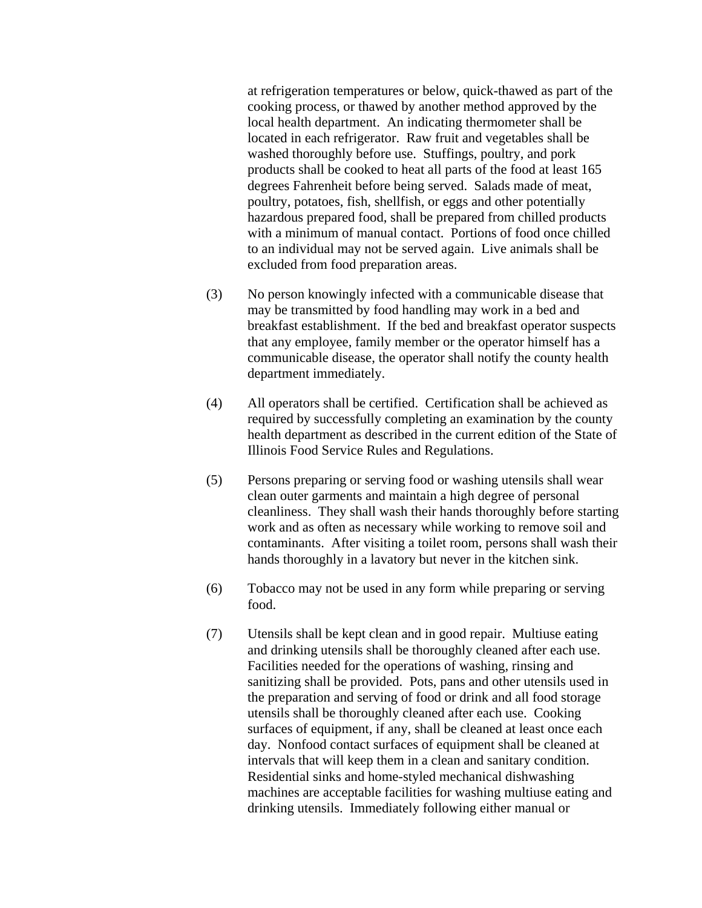at refrigeration temperatures or below, quick-thawed as part of the cooking process, or thawed by another method approved by the local health department. An indicating thermometer shall be located in each refrigerator. Raw fruit and vegetables shall be washed thoroughly before use. Stuffings, poultry, and pork products shall be cooked to heat all parts of the food at least 165 degrees Fahrenheit before being served. Salads made of meat, poultry, potatoes, fish, shellfish, or eggs and other potentially hazardous prepared food, shall be prepared from chilled products with a minimum of manual contact. Portions of food once chilled to an individual may not be served again. Live animals shall be excluded from food preparation areas.

(3) No person knowingly infected with a communicable disease that may be transmitted by food handling may work in a bed and breakfast establishment. If the bed and breakfast operator suspects that any employee, family member or the operator himself has a communicable disease, the operator shall notify the county health department immediately.

(4) All operators shall be certified. Certification shall be achieved as required by successfully completing an examination by the county health department as described in the current edition of the State of Illinois Food Service Rules and Regulations.

(5) Persons preparing or serving food or washing utensils shall wear clean outer garments and maintain a high degree of personal cleanliness. They shall wash their hands thoroughly before starting work and as often as necessary while working to remove soil and contaminants. After visiting a toilet room, persons shall wash their hands thoroughly in a lavatory but never in the kitchen sink.

(6) Tobacco may not be used in any form while preparing or serving food.

(7) Utensils shall be kept clean and in good repair. Multiuse eating and drinking utensils shall be thoroughly cleaned after each use. Facilities needed for the operations of washing, rinsing and sanitizing shall be provided. Pots, pans and other utensils used in the preparation and serving of food or drink and all food storage utensils shall be thoroughly cleaned after each use. Cooking surfaces of equipment, if any, shall be cleaned at least once each day. Nonfood contact surfaces of equipment shall be cleaned at intervals that will keep them in a clean and sanitary condition. Residential sinks and home-styled mechanical dishwashing machines are acceptable facilities for washing multiuse eating and drinking utensils. Immediately following either manual or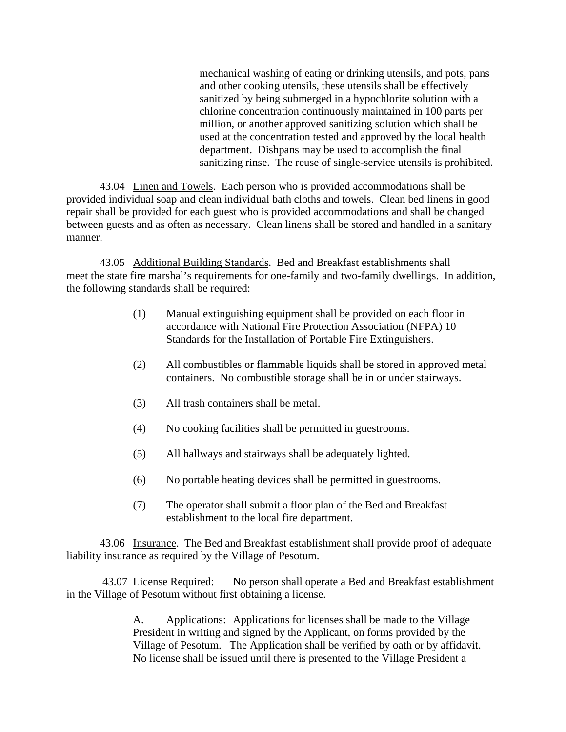mechanical washing of eating or drinking utensils, and pots, pans and other cooking utensils, these utensils shall be effectively sanitized by being submerged in a hypochlorite solution with a chlorine concentration continuously maintained in 100 parts per million, or another approved sanitizing solution which shall be used at the concentration tested and approved by the local health department. Dishpans may be used to accomplish the final sanitizing rinse. The reuse of single-service utensils is prohibited.

43.04 Linen and Towels. Each person who is provided accommodations shall be provided individual soap and clean individual bath cloths and towels. Clean bed linens in good repair shall be provided for each guest who is provided accommodations and shall be changed between guests and as often as necessary. Clean linens shall be stored and handled in a sanitary manner.

43.05 Additional Building Standards. Bed and Breakfast establishments shall meet the state fire marshal's requirements for one-family and two-family dwellings. In addition, the following standards shall be required:

(1) Manual extinguishing equipment shall be provided on each floor in accordance with National Fire Protection Association (NFPA) 10 Standards for the Installation of Portable Fire Extinguishers.

(2) All combustibles or flammable liquids shall be stored in approved metal containers. No combustible storage shall be in or under stairways.

(3) All trash containers shall be metal.

(4) No cooking facilities shall be permitted in guestrooms.

(5) All hallways and stairways shall be adequately lighted.

(6) No portable heating devices shall be permitted in guestrooms.

(7) The operator shall submit a floor plan of the Bed and Breakfast establishment to the local fire department.

43.06 Insurance. The Bed and Breakfast establishment shall provide proof of adequate liability insurance as required by the Village of Pesotum.

43.07 License Required: No person shall operate a Bed and Breakfast establishment in the Village of Pesotum without first obtaining a license.

A. Applications: Applications for licenses shall be made to the Village President in writing and signed by the Applicant, on forms provided by the Village of Pesotum. The Application shall be verified by oath or by affidavit. No license shall be issued until there is presented to the Village President a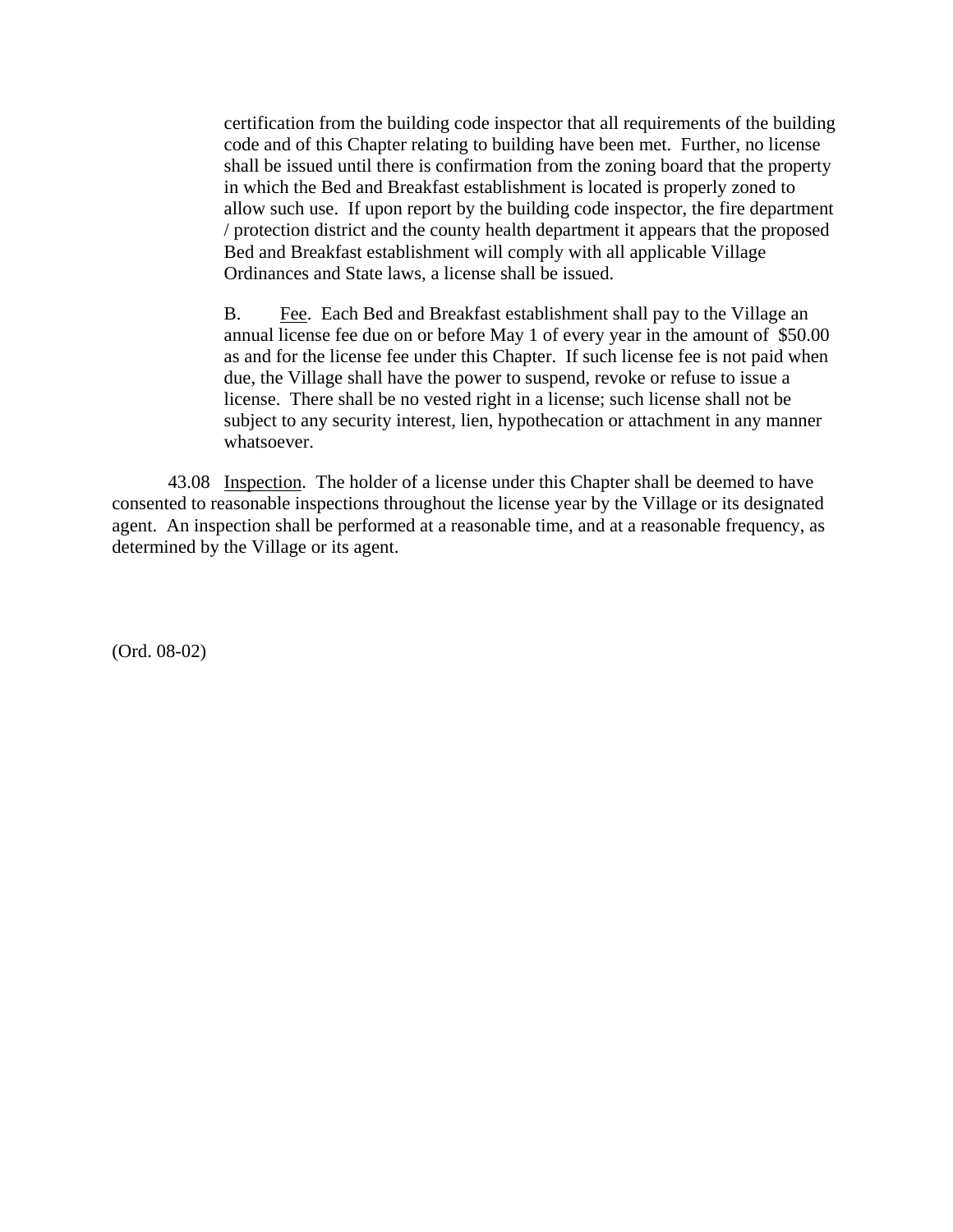certification from the building code inspector that all requirements of the building code and of this Chapter relating to building have been met. Further, no license shall be issued until there is confirmation from the zoning board that the property in which the Bed and Breakfast establishment is located is properly zoned to allow such use. If upon report by the building code inspector, the fire department / protection district and the county health department it appears that the proposed Bed and Breakfast establishment will comply with all applicable Village Ordinances and State laws, a license shall be issued.

B. Fee. Each Bed and Breakfast establishment shall pay to the Village an annual license fee due on or before May 1 of every year in the amount of $50.00 as and for the license fee under this Chapter. If such license fee is not paid when due, the Village shall have the power to suspend, revoke or refuse to issue a license. There shall be no vested right in a license; such license shall not be subject to any security interest, lien, hypothecation or attachment in any manner whatsoever.

43.08 Inspection. The holder of a license under this Chapter shall be deemed to have consented to reasonable inspections throughout the license year by the Village or its designated agent. An inspection shall be performed at a reasonable time, and at a reasonable frequency, as determined by the Village or its agent.

(Ord. 08-02)